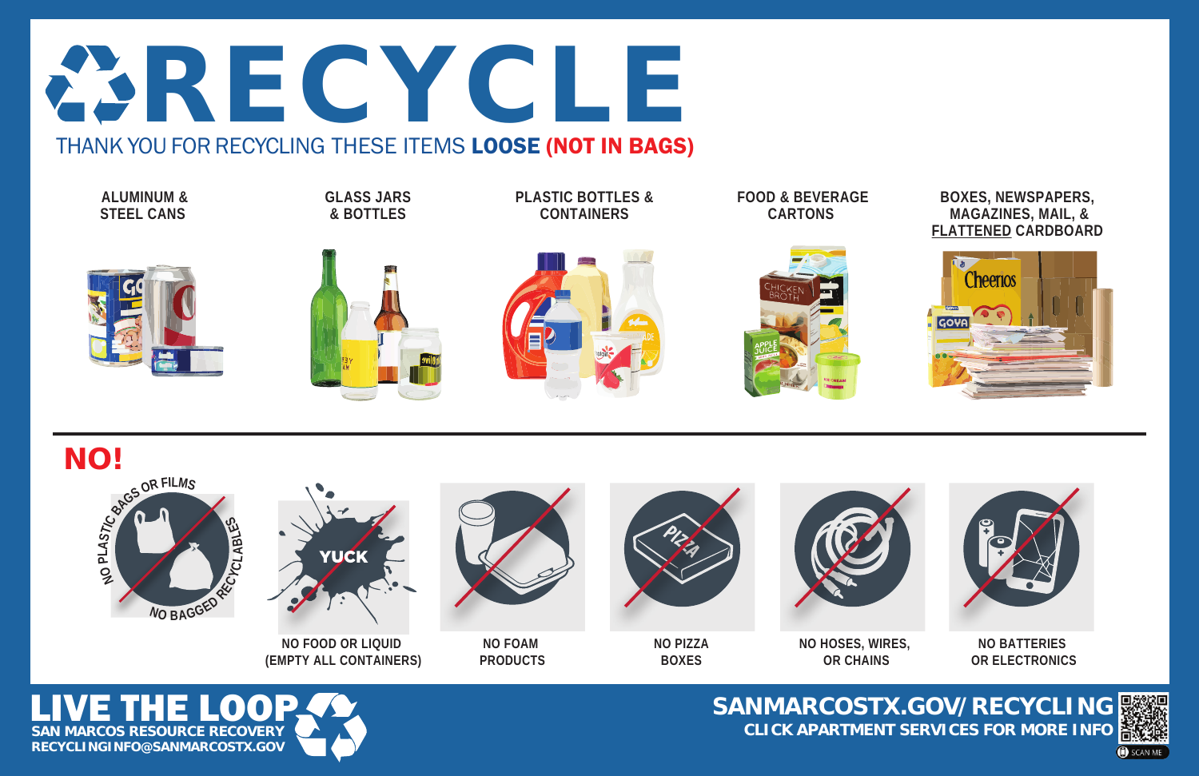# RECYCLE

THANK YOU FOR RECYCLING THESE ITEMS **LOOSE** **(NOT IN BAGS)**

- ALUMINUM & STEEL CANS
- GLASS JARS & BOTTLES
- PLASTIC BOTTLES & CONTAINERS
- FOOD & BEVERAGE CARTONS
- BOXES, NEWSPAPERS, MAGAZINES, MAIL, & FLATTENED CARDBOARD

## NO!

- NO PLASTIC BAGS OR FILMS / NO BAGGED RECYCLABLES
- NO FOOD OR LIQUID (EMPTY ALL CONTAINERS)
- NO FOAM PRODUCTS
- NO PIZZA BOXES
- NO HOSES, WIRES, OR CHAINS
- NO BATTERIES OR ELECTRONICS

**LIVE THE LOOP**
SAN MARCOS RESOURCE RECOVERY
RECYCLINGINFO@SANMARCOSTX.GOV

**SANMARCOSTX.GOV/RECYCLING**
CLICK APARTMENT SERVICES FOR MORE INFO
SCAN ME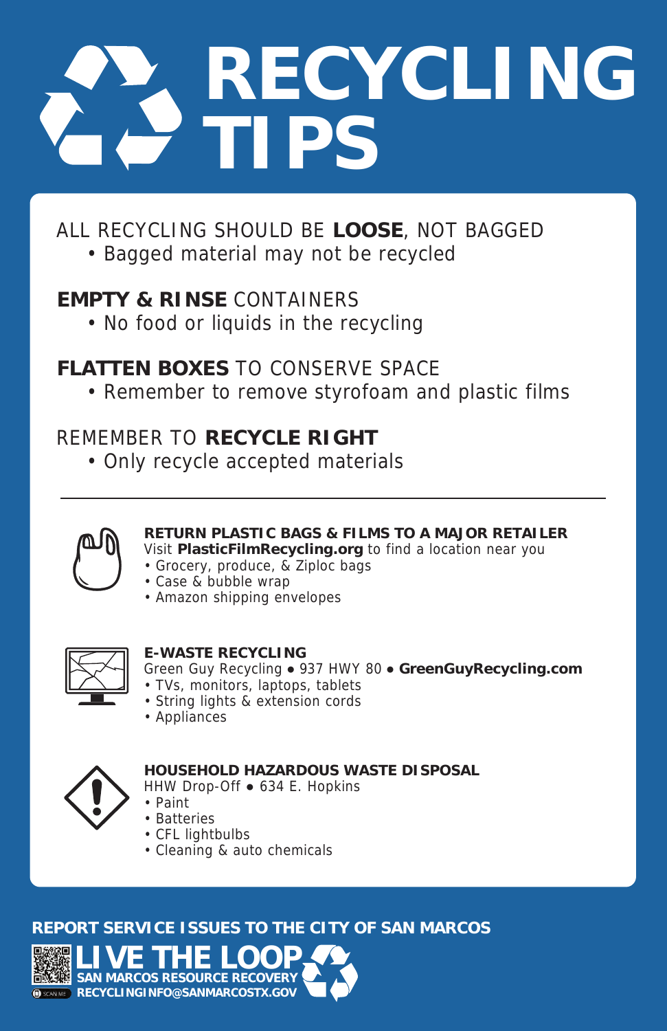# RECYCLING TIPS

ALL RECYCLING SHOULD BE **LOOSE**, NOT BAGGED

- Bagged material may not be recycled

**EMPTY & RINSE** CONTAINERS

- No food or liquids in the recycling

**FLATTEN BOXES** TO CONSERVE SPACE

- Remember to remove styrofoam and plastic films

REMEMBER TO **RECYCLE RIGHT**

- Only recycle accepted materials

---

**RETURN PLASTIC BAGS & FILMS TO A MAJOR RETAILER**

Visit **PlasticFilmRecycling.org** to find a location near you

- Grocery, produce, & Ziploc bags
- Case & bubble wrap
- Amazon shipping envelopes

**E-WASTE RECYCLING**

Green Guy Recycling ● 937 HWY 80 ● **GreenGuyRecycling.com**

- TVs, monitors, laptops, tablets
- String lights & extension cords
- Appliances

**HOUSEHOLD HAZARDOUS WASTE DISPOSAL**

HHW Drop-Off ● 634 E. Hopkins

- Paint
- Batteries
- CFL lightbulbs
- Cleaning & auto chemicals

**REPORT SERVICE ISSUES TO THE CITY OF SAN MARCOS**

SCAN ME

**LIVE THE LOOP**

**SAN MARCOS RESOURCE RECOVERY**

**RECYCLINGINFO@SANMARCOSTX.GOV**